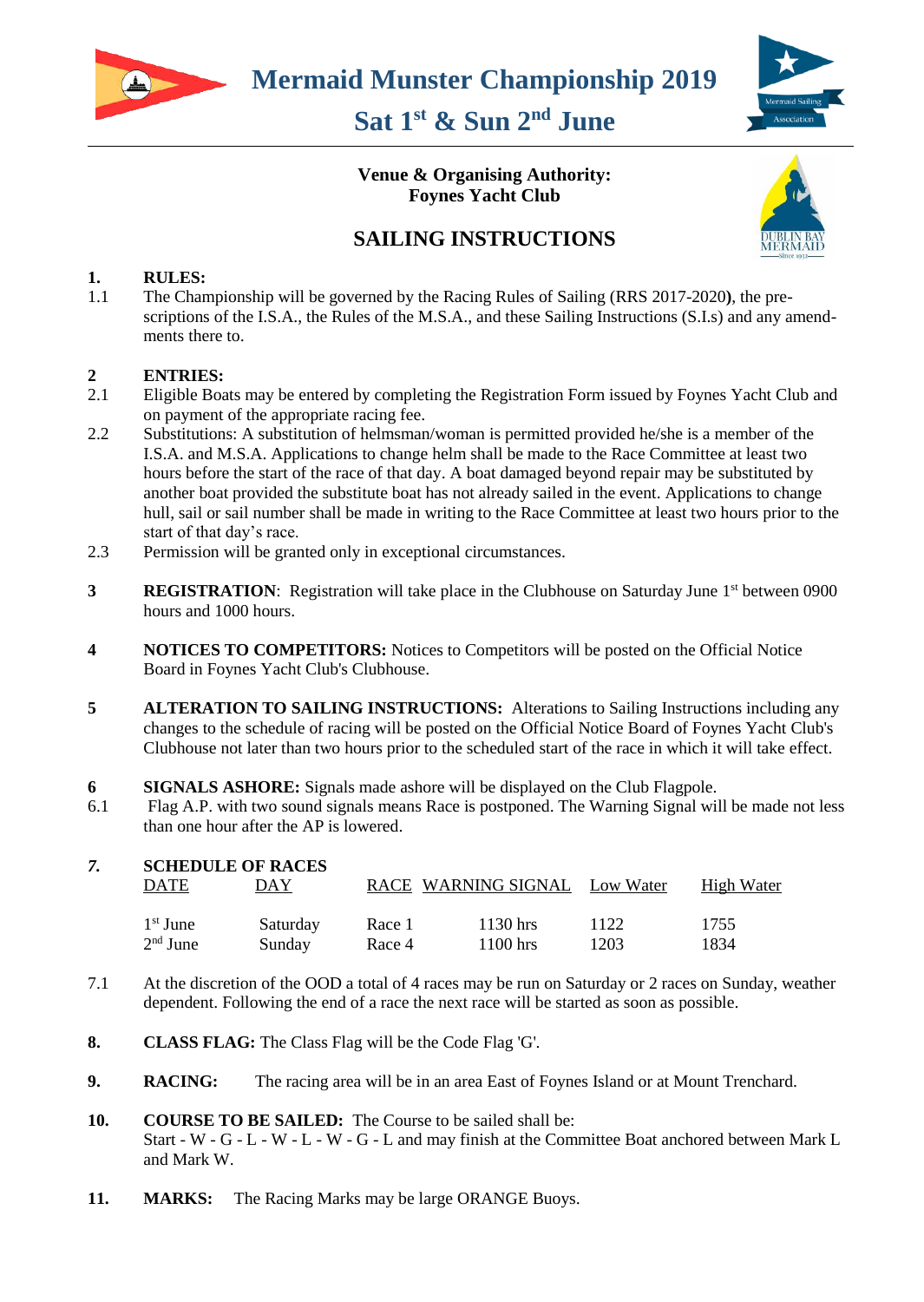# Mermaid Munster Championship 2019

## Sat 1st & Sun 2nd June

**Venue & Organising Authority:**
**Foynes Yacht Club**

## SAILING INSTRUCTIONS

**1. RULES:**

1.1 The Championship will be governed by the Racing Rules of Sailing (RRS 2017-2020**)**, the pre-scriptions of the I.S.A., the Rules of the M.S.A., and these Sailing Instructions (S.I.s) and any amend-ments there to.

**2 ENTRIES:**

2.1 Eligible Boats may be entered by completing the Registration Form issued by Foynes Yacht Club and on payment of the appropriate racing fee.

2.2 Substitutions: A substitution of helmsman/woman is permitted provided he/she is a member of the I.S.A. and M.S.A. Applications to change helm shall be made to the Race Committee at least two hours before the start of the race of that day. A boat damaged beyond repair may be substituted by another boat provided the substitute boat has not already sailed in the event. Applications to change hull, sail or sail number shall be made in writing to the Race Committee at least two hours prior to the start of that day's race.

2.3 Permission will be granted only in exceptional circumstances.

**3 REGISTRATION**: Registration will take place in the Clubhouse on Saturday June 1st between 0900 hours and 1000 hours.

**4 NOTICES TO COMPETITORS:** Notices to Competitors will be posted on the Official Notice Board in Foynes Yacht Club's Clubhouse.

**5 ALTERATION TO SAILING INSTRUCTIONS:** Alterations to Sailing Instructions including any changes to the schedule of racing will be posted on the Official Notice Board of Foynes Yacht Club's Clubhouse not later than two hours prior to the scheduled start of the race in which it will take effect.

**6 SIGNALS ASHORE:** Signals made ashore will be displayed on the Club Flagpole.

6.1 Flag A.P. with two sound signals means Race is postponed. The Warning Signal will be made not less than one hour after the AP is lowered.

***7.* SCHEDULE OF RACES**

| DATE | DAY | RACE | WARNING SIGNAL | Low Water | High Water |
|---|---|---|---|---|---|
| 1st June | Saturday | Race 1 | 1130 hrs | 1122 | 1755 |
| 2nd June | Sunday | Race 4 | 1100 hrs | 1203 | 1834 |

7.1 At the discretion of the OOD a total of 4 races may be run on Saturday or 2 races on Sunday, weather dependent. Following the end of a race the next race will be started as soon as possible.

**8. CLASS FLAG:** The Class Flag will be the Code Flag 'G'.

**9. RACING:** The racing area will be in an area East of Foynes Island or at Mount Trenchard.

**10. COURSE TO BE SAILED:** The Course to be sailed shall be:
Start - W - G - L - W - L - W - G - L and may finish at the Committee Boat anchored between Mark L and Mark W.

**11. MARKS:** The Racing Marks may be large ORANGE Buoys.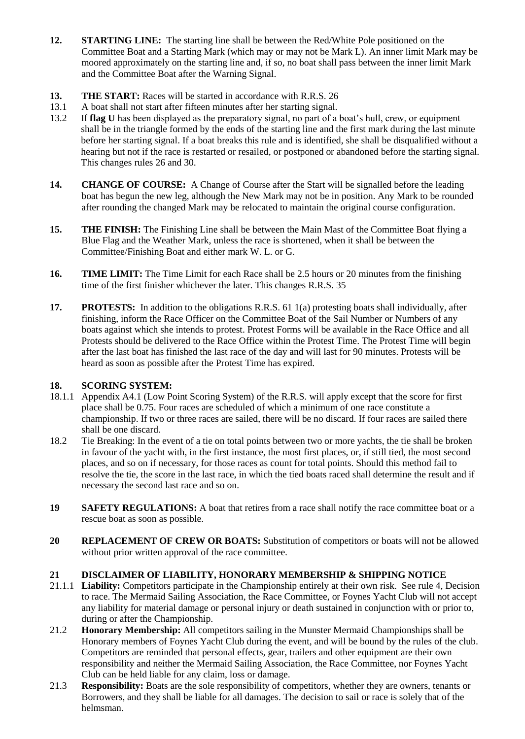**12. STARTING LINE:** The starting line shall be between the Red/White Pole positioned on the Committee Boat and a Starting Mark (which may or may not be Mark L). An inner limit Mark may be moored approximately on the starting line and, if so, no boat shall pass between the inner limit Mark and the Committee Boat after the Warning Signal.

**13. THE START:** Races will be started in accordance with R.R.S. 26

13.1 A boat shall not start after fifteen minutes after her starting signal.

13.2 If **flag U** has been displayed as the preparatory signal, no part of a boat's hull, crew, or equipment shall be in the triangle formed by the ends of the starting line and the first mark during the last minute before her starting signal. If a boat breaks this rule and is identified, she shall be disqualified without a hearing but not if the race is restarted or resailed, or postponed or abandoned before the starting signal. This changes rules 26 and 30.

**14. CHANGE OF COURSE:** A Change of Course after the Start will be signalled before the leading boat has begun the new leg, although the New Mark may not be in position. Any Mark to be rounded after rounding the changed Mark may be relocated to maintain the original course configuration.

**15. THE FINISH:** The Finishing Line shall be between the Main Mast of the Committee Boat flying a Blue Flag and the Weather Mark, unless the race is shortened, when it shall be between the Committee/Finishing Boat and either mark W. L. or G.

**16. TIME LIMIT:** The Time Limit for each Race shall be 2.5 hours or 20 minutes from the finishing time of the first finisher whichever the later. This changes R.R.S. 35

**17. PROTESTS:** In addition to the obligations R.R.S. 61 1(a) protesting boats shall individually, after finishing, inform the Race Officer on the Committee Boat of the Sail Number or Numbers of any boats against which she intends to protest. Protest Forms will be available in the Race Office and all Protests should be delivered to the Race Office within the Protest Time. The Protest Time will begin after the last boat has finished the last race of the day and will last for 90 minutes. Protests will be heard as soon as possible after the Protest Time has expired.

**18. SCORING SYSTEM:**

18.1.1 Appendix A4.1 (Low Point Scoring System) of the R.R.S. will apply except that the score for first place shall be 0.75. Four races are scheduled of which a minimum of one race constitute a championship. If two or three races are sailed, there will be no discard. If four races are sailed there shall be one discard.

18.2 Tie Breaking: In the event of a tie on total points between two or more yachts, the tie shall be broken in favour of the yacht with, in the first instance, the most first places, or, if still tied, the most second places, and so on if necessary, for those races as count for total points. Should this method fail to resolve the tie, the score in the last race, in which the tied boats raced shall determine the result and if necessary the second last race and so on.

**19 SAFETY REGULATIONS:** A boat that retires from a race shall notify the race committee boat or a rescue boat as soon as possible.

**20 REPLACEMENT OF CREW OR BOATS:** Substitution of competitors or boats will not be allowed without prior written approval of the race committee.

**21 DISCLAIMER OF LIABILITY, HONORARY MEMBERSHIP & SHIPPING NOTICE**

21.1.1 **Liability:** Competitors participate in the Championship entirely at their own risk. See rule 4, Decision to race. The Mermaid Sailing Association, the Race Committee, or Foynes Yacht Club will not accept any liability for material damage or personal injury or death sustained in conjunction with or prior to, during or after the Championship.

21.2 **Honorary Membership:** All competitors sailing in the Munster Mermaid Championships shall be Honorary members of Foynes Yacht Club during the event, and will be bound by the rules of the club. Competitors are reminded that personal effects, gear, trailers and other equipment are their own responsibility and neither the Mermaid Sailing Association, the Race Committee, nor Foynes Yacht Club can be held liable for any claim, loss or damage.

21.3 **Responsibility:** Boats are the sole responsibility of competitors, whether they are owners, tenants or Borrowers, and they shall be liable for all damages. The decision to sail or race is solely that of the helmsman.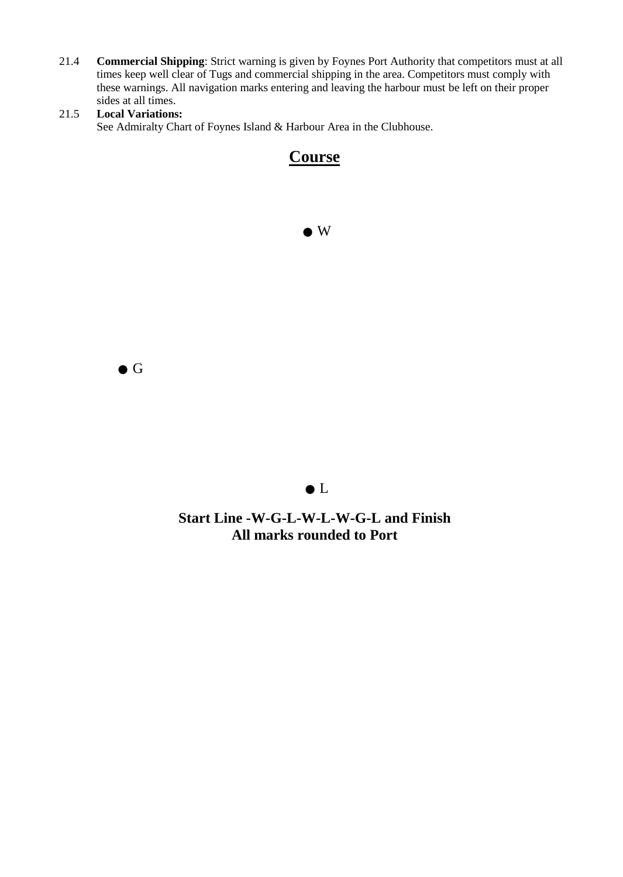21.4 **Commercial Shipping**: Strict warning is given by Foynes Port Authority that competitors must at all times keep well clear of Tugs and commercial shipping in the area. Competitors must comply with these warnings. All navigation marks entering and leaving the harbour must be left on their proper sides at all times.

21.5 **Local Variations:**
See Admiralty Chart of Foynes Island & Harbour Area in the Clubhouse.

## Course

● W

● G

● L

**Start Line -W-G-L-W-L-W-G-L and Finish**
**All marks rounded to Port**